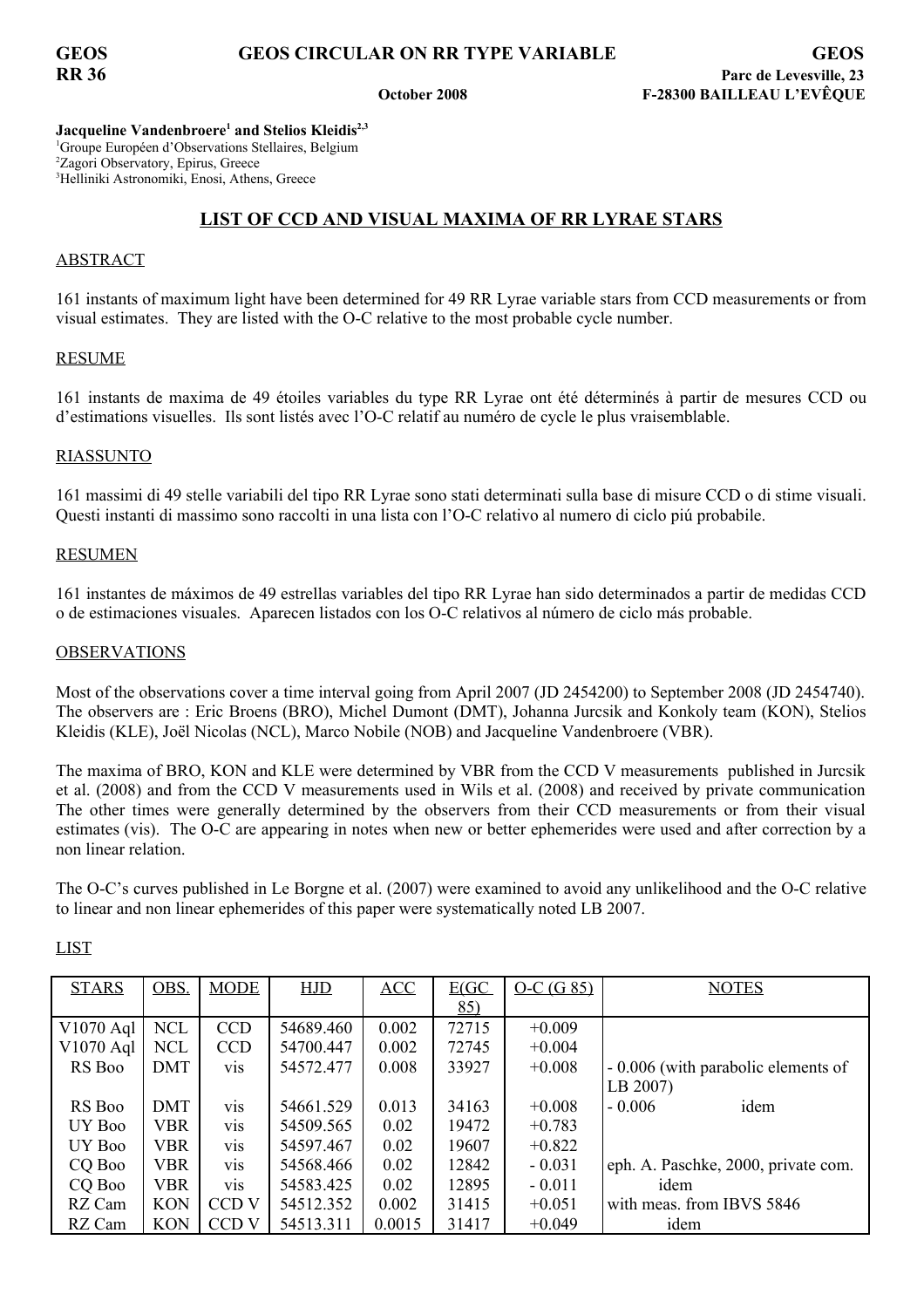**GEOS RR 36** | **GEOS CIRCULAR ON RR TYPE VARIABLE** | **GEOS Parc de Levesville, 23 F-28300 BAILLEAU L'EVÊQUE**

**October 2008**

**Jacqueline Vandenbroere[1] and Stelios Kleidis[2,3]**
[1]Groupe Européen d'Observations Stellaires, Belgium
[2]Zagori Observatory, Epirus, Greece
[3]Helliniki Astronomiki, Enosi, Athens, Greece

## LIST OF CCD AND VISUAL MAXIMA OF RR LYRAE STARS

### ABSTRACT

161 instants of maximum light have been determined for 49 RR Lyrae variable stars from CCD measurements or from visual estimates. They are listed with the O-C relative to the most probable cycle number.

### RESUME

161 instants de maxima de 49 étoiles variables du type RR Lyrae ont été déterminés à partir de mesures CCD ou d'estimations visuelles. Ils sont listés avec l'O-C relatif au numéro de cycle le plus vraisemblable.

### RIASSUNTO

161 massimi di 49 stelle variabili del tipo RR Lyrae sono stati determinati sulla base di misure CCD o di stime visuali. Questi instanti di massimo sono raccolti in una lista con l'O-C relativo al numero di ciclo piú probabile.

### RESUMEN

161 instantes de máximos de 49 estrellas variables del tipo RR Lyrae han sido determinados a partir de medidas CCD o de estimaciones visuales. Aparecen listados con los O-C relativos al número de ciclo más probable.

### OBSERVATIONS

Most of the observations cover a time interval going from April 2007 (JD 2454200) to September 2008 (JD 2454740). The observers are : Eric Broens (BRO), Michel Dumont (DMT), Johanna Jurcsik and Konkoly team (KON), Stelios Kleidis (KLE), Joël Nicolas (NCL), Marco Nobile (NOB) and Jacqueline Vandenbroere (VBR).

The maxima of BRO, KON and KLE were determined by VBR from the CCD V measurements published in Jurcsik et al. (2008) and from the CCD V measurements used in Wils et al. (2008) and received by private communication The other times were generally determined by the observers from their CCD measurements or from their visual estimates (vis). The O-C are appearing in notes when new or better ephemerides were used and after correction by a non linear relation.

The O-C's curves published in Le Borgne et al. (2007) were examined to avoid any unlikelihood and the O-C relative to linear and non linear ephemerides of this paper were systematically noted LB 2007.

### LIST

| STARS | OBS. | MODE | HJD | ACC | E(GC 85) | O-C (G 85) | NOTES |
|---|---|---|---|---|---|---|---|
| V1070 Aql | NCL | CCD | 54689.460 | 0.002 | 72715 | +0.009 | |
| V1070 Aql | NCL | CCD | 54700.447 | 0.002 | 72745 | +0.004 | |
| RS Boo | DMT | vis | 54572.477 | 0.008 | 33927 | +0.008 | - 0.006 (with parabolic elements of LB 2007) |
| RS Boo | DMT | vis | 54661.529 | 0.013 | 34163 | +0.008 | - 0.006 idem |
| UY Boo | VBR | vis | 54509.565 | 0.02 | 19472 | +0.783 | |
| UY Boo | VBR | vis | 54597.467 | 0.02 | 19607 | +0.822 | |
| CQ Boo | VBR | vis | 54568.466 | 0.02 | 12842 | - 0.031 | eph. A. Paschke, 2000, private com. |
| CQ Boo | VBR | vis | 54583.425 | 0.02 | 12895 | - 0.011 | idem |
| RZ Cam | KON | CCD V | 54512.352 | 0.002 | 31415 | +0.051 | with meas. from IBVS 5846 |
| RZ Cam | KON | CCD V | 54513.311 | 0.0015 | 31417 | +0.049 | idem |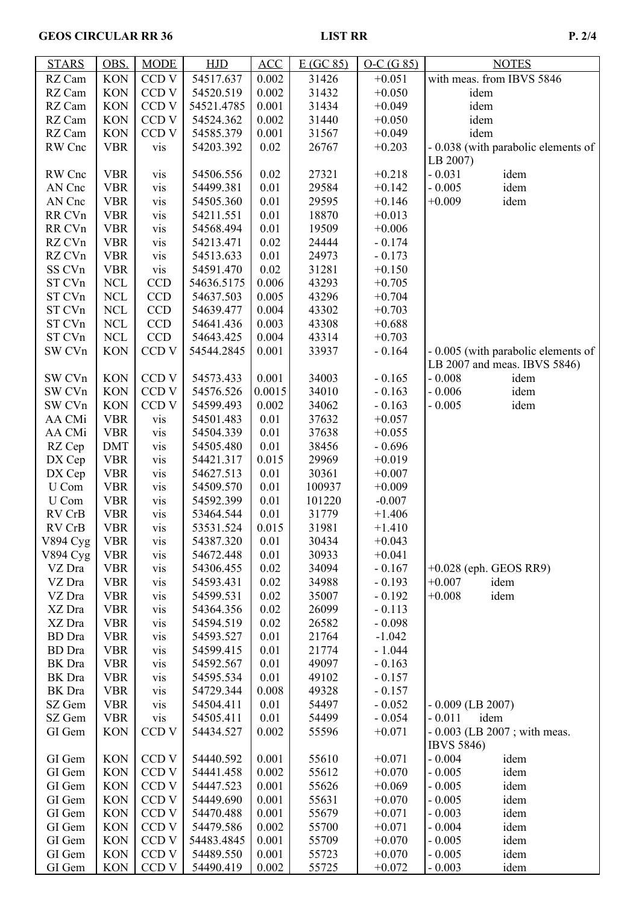| STARS | OBS. | MODE | HJD | ACC | E (GC 85) | O-C (G 85) | NOTES |
|---|---|---|---|---|---|---|---|
| RZ Cam | KON | CCD V | 54517.637 | 0.002 | 31426 | +0.051 | with meas. from IBVS 5846 |
| RZ Cam | KON | CCD V | 54520.519 | 0.002 | 31432 | +0.050 | idem |
| RZ Cam | KON | CCD V | 54521.4785 | 0.001 | 31434 | +0.049 | idem |
| RZ Cam | KON | CCD V | 54524.362 | 0.002 | 31440 | +0.050 | idem |
| RZ Cam | KON | CCD V | 54585.379 | 0.001 | 31567 | +0.049 | idem |
| RW Cnc | VBR | vis | 54203.392 | 0.02 | 26767 | +0.203 | - 0.038 (with parabolic elements of LB 2007) |
| RW Cnc | VBR | vis | 54506.556 | 0.02 | 27321 | +0.218 | - 0.031 idem |
| AN Cnc | VBR | vis | 54499.381 | 0.01 | 29584 | +0.142 | - 0.005 idem |
| AN Cnc | VBR | vis | 54505.360 | 0.01 | 29595 | +0.146 | +0.009 idem |
| RR CVn | VBR | vis | 54211.551 | 0.01 | 18870 | +0.013 | |
| RR CVn | VBR | vis | 54568.494 | 0.01 | 19509 | +0.006 | |
| RZ CVn | VBR | vis | 54213.471 | 0.02 | 24444 | - 0.174 | |
| RZ CVn | VBR | vis | 54513.633 | 0.01 | 24973 | - 0.173 | |
| SS CVn | VBR | vis | 54591.470 | 0.02 | 31281 | +0.150 | |
| ST CVn | NCL | CCD | 54636.5175 | 0.006 | 43293 | +0.705 | |
| ST CVn | NCL | CCD | 54637.503 | 0.005 | 43296 | +0.704 | |
| ST CVn | NCL | CCD | 54639.477 | 0.004 | 43302 | +0.703 | |
| ST CVn | NCL | CCD | 54641.436 | 0.003 | 43308 | +0.688 | |
| ST CVn | NCL | CCD | 54643.425 | 0.004 | 43314 | +0.703 | |
| SW CVn | KON | CCD V | 54544.2845 | 0.001 | 33937 | - 0.164 | - 0.005 (with parabolic elements of LB 2007 and meas. IBVS 5846) |
| SW CVn | KON | CCD V | 54573.433 | 0.001 | 34003 | - 0.165 | - 0.008 idem |
| SW CVn | KON | CCD V | 54576.526 | 0.0015 | 34010 | - 0.163 | - 0.006 idem |
| SW CVn | KON | CCD V | 54599.493 | 0.002 | 34062 | - 0.163 | - 0.005 idem |
| AA CMi | VBR | vis | 54501.483 | 0.01 | 37632 | +0.057 | |
| AA CMi | VBR | vis | 54504.339 | 0.01 | 37638 | +0.055 | |
| RZ Cep | DMT | vis | 54505.480 | 0.01 | 38456 | - 0.696 | |
| DX Cep | VBR | vis | 54421.317 | 0.015 | 29969 | +0.019 | |
| DX Cep | VBR | vis | 54627.513 | 0.01 | 30361 | +0.007 | |
| U Com | VBR | vis | 54509.570 | 0.01 | 100937 | +0.009 | |
| U Com | VBR | vis | 54592.399 | 0.01 | 101220 | -0.007 | |
| RV CrB | VBR | vis | 53464.544 | 0.01 | 31779 | +1.406 | |
| RV CrB | VBR | vis | 53531.524 | 0.015 | 31981 | +1.410 | |
| V894 Cyg | VBR | vis | 54387.320 | 0.01 | 30434 | +0.043 | |
| V894 Cyg | VBR | vis | 54672.448 | 0.01 | 30933 | +0.041 | |
| VZ Dra | VBR | vis | 54306.455 | 0.02 | 34094 | - 0.167 | +0.028 (eph. GEOS RR9) |
| VZ Dra | VBR | vis | 54593.431 | 0.02 | 34988 | - 0.193 | +0.007 idem |
| VZ Dra | VBR | vis | 54599.531 | 0.02 | 35007 | - 0.192 | +0.008 idem |
| XZ Dra | VBR | vis | 54364.356 | 0.02 | 26099 | - 0.113 | |
| XZ Dra | VBR | vis | 54594.519 | 0.02 | 26582 | - 0.098 | |
| BD Dra | VBR | vis | 54593.527 | 0.01 | 21764 | -1.042 | |
| BD Dra | VBR | vis | 54599.415 | 0.01 | 21774 | - 1.044 | |
| BK Dra | VBR | vis | 54592.567 | 0.01 | 49097 | - 0.163 | |
| BK Dra | VBR | vis | 54595.534 | 0.01 | 49102 | - 0.157 | |
| BK Dra | VBR | vis | 54729.344 | 0.008 | 49328 | - 0.157 | |
| SZ Gem | VBR | vis | 54504.411 | 0.01 | 54497 | - 0.052 | - 0.009 (LB 2007) |
| SZ Gem | VBR | vis | 54505.411 | 0.01 | 54499 | - 0.054 | - 0.011 idem |
| GI Gem | KON | CCD V | 54434.527 | 0.002 | 55596 | +0.071 | - 0.003 (LB 2007 ; with meas. IBVS 5846) |
| GI Gem | KON | CCD V | 54440.592 | 0.001 | 55610 | +0.071 | - 0.004 idem |
| GI Gem | KON | CCD V | 54441.458 | 0.002 | 55612 | +0.070 | - 0.005 idem |
| GI Gem | KON | CCD V | 54447.523 | 0.001 | 55626 | +0.069 | - 0.005 idem |
| GI Gem | KON | CCD V | 54449.690 | 0.001 | 55631 | +0.070 | - 0.005 idem |
| GI Gem | KON | CCD V | 54470.488 | 0.001 | 55679 | +0.071 | - 0.003 idem |
| GI Gem | KON | CCD V | 54479.586 | 0.002 | 55700 | +0.071 | - 0.004 idem |
| GI Gem | KON | CCD V | 54483.4845 | 0.001 | 55709 | +0.070 | - 0.005 idem |
| GI Gem | KON | CCD V | 54489.550 | 0.001 | 55723 | +0.070 | - 0.005 idem |
| GI Gem | KON | CCD V | 54490.419 | 0.002 | 55725 | +0.072 | - 0.003 idem |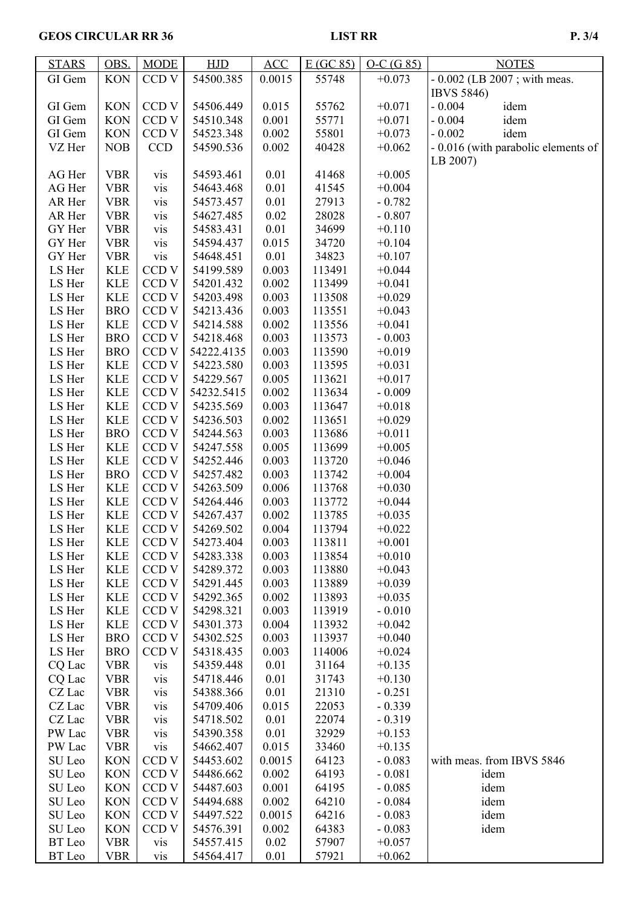| STARS | OBS. | MODE | HJD | ACC | E (GC 85) | O-C (G 85) | NOTES |
|---|---|---|---|---|---|---|---|
| GI Gem | KON | CCD V | 54500.385 | 0.0015 | 55748 | +0.073 | - 0.002 (LB 2007 ; with meas. IBVS 5846) |
| GI Gem | KON | CCD V | 54506.449 | 0.015 | 55762 | +0.071 | - 0.004 idem |
| GI Gem | KON | CCD V | 54510.348 | 0.001 | 55771 | +0.071 | - 0.004 idem |
| GI Gem | KON | CCD V | 54523.348 | 0.002 | 55801 | +0.073 | - 0.002 idem |
| VZ Her | NOB | CCD | 54590.536 | 0.002 | 40428 | +0.062 | - 0.016 (with parabolic elements of LB 2007) |
| AG Her | VBR | vis | 54593.461 | 0.01 | 41468 | +0.005 | |
| AG Her | VBR | vis | 54643.468 | 0.01 | 41545 | +0.004 | |
| AR Her | VBR | vis | 54573.457 | 0.01 | 27913 | - 0.782 | |
| AR Her | VBR | vis | 54627.485 | 0.02 | 28028 | - 0.807 | |
| GY Her | VBR | vis | 54583.431 | 0.01 | 34699 | +0.110 | |
| GY Her | VBR | vis | 54594.437 | 0.015 | 34720 | +0.104 | |
| GY Her | VBR | vis | 54648.451 | 0.01 | 34823 | +0.107 | |
| LS Her | KLE | CCD V | 54199.589 | 0.003 | 113491 | +0.044 | |
| LS Her | KLE | CCD V | 54201.432 | 0.002 | 113499 | +0.041 | |
| LS Her | KLE | CCD V | 54203.498 | 0.003 | 113508 | +0.029 | |
| LS Her | BRO | CCD V | 54213.436 | 0.003 | 113551 | +0.043 | |
| LS Her | KLE | CCD V | 54214.588 | 0.002 | 113556 | +0.041 | |
| LS Her | BRO | CCD V | 54218.468 | 0.003 | 113573 | - 0.003 | |
| LS Her | BRO | CCD V | 54222.4135 | 0.003 | 113590 | +0.019 | |
| LS Her | KLE | CCD V | 54223.580 | 0.003 | 113595 | +0.031 | |
| LS Her | KLE | CCD V | 54229.567 | 0.005 | 113621 | +0.017 | |
| LS Her | KLE | CCD V | 54232.5415 | 0.002 | 113634 | - 0.009 | |
| LS Her | KLE | CCD V | 54235.569 | 0.003 | 113647 | +0.018 | |
| LS Her | KLE | CCD V | 54236.503 | 0.002 | 113651 | +0.029 | |
| LS Her | BRO | CCD V | 54244.563 | 0.003 | 113686 | +0.011 | |
| LS Her | KLE | CCD V | 54247.558 | 0.005 | 113699 | +0.005 | |
| LS Her | KLE | CCD V | 54252.446 | 0.003 | 113720 | +0.046 | |
| LS Her | BRO | CCD V | 54257.482 | 0.003 | 113742 | +0.004 | |
| LS Her | KLE | CCD V | 54263.509 | 0.006 | 113768 | +0.030 | |
| LS Her | KLE | CCD V | 54264.446 | 0.003 | 113772 | +0.044 | |
| LS Her | KLE | CCD V | 54267.437 | 0.002 | 113785 | +0.035 | |
| LS Her | KLE | CCD V | 54269.502 | 0.004 | 113794 | +0.022 | |
| LS Her | KLE | CCD V | 54273.404 | 0.003 | 113811 | +0.001 | |
| LS Her | KLE | CCD V | 54283.338 | 0.003 | 113854 | +0.010 | |
| LS Her | KLE | CCD V | 54289.372 | 0.003 | 113880 | +0.043 | |
| LS Her | KLE | CCD V | 54291.445 | 0.003 | 113889 | +0.039 | |
| LS Her | KLE | CCD V | 54292.365 | 0.002 | 113893 | +0.035 | |
| LS Her | KLE | CCD V | 54298.321 | 0.003 | 113919 | - 0.010 | |
| LS Her | KLE | CCD V | 54301.373 | 0.004 | 113932 | +0.042 | |
| LS Her | BRO | CCD V | 54302.525 | 0.003 | 113937 | +0.040 | |
| LS Her | BRO | CCD V | 54318.435 | 0.003 | 114006 | +0.024 | |
| CQ Lac | VBR | vis | 54359.448 | 0.01 | 31164 | +0.135 | |
| CQ Lac | VBR | vis | 54718.446 | 0.01 | 31743 | +0.130 | |
| CZ Lac | VBR | vis | 54388.366 | 0.01 | 21310 | - 0.251 | |
| CZ Lac | VBR | vis | 54709.406 | 0.015 | 22053 | - 0.339 | |
| CZ Lac | VBR | vis | 54718.502 | 0.01 | 22074 | - 0.319 | |
| PW Lac | VBR | vis | 54390.358 | 0.01 | 32929 | +0.153 | |
| PW Lac | VBR | vis | 54662.407 | 0.015 | 33460 | +0.135 | |
| SU Leo | KON | CCD V | 54453.602 | 0.0015 | 64123 | - 0.083 | with meas. from IBVS 5846 |
| SU Leo | KON | CCD V | 54486.662 | 0.002 | 64193 | - 0.081 | idem |
| SU Leo | KON | CCD V | 54487.603 | 0.001 | 64195 | - 0.085 | idem |
| SU Leo | KON | CCD V | 54494.688 | 0.002 | 64210 | - 0.084 | idem |
| SU Leo | KON | CCD V | 54497.522 | 0.0015 | 64216 | - 0.083 | idem |
| SU Leo | KON | CCD V | 54576.391 | 0.002 | 64383 | - 0.083 | idem |
| BT Leo | VBR | vis | 54557.415 | 0.02 | 57907 | +0.057 | |
| BT Leo | VBR | vis | 54564.417 | 0.01 | 57921 | +0.062 | |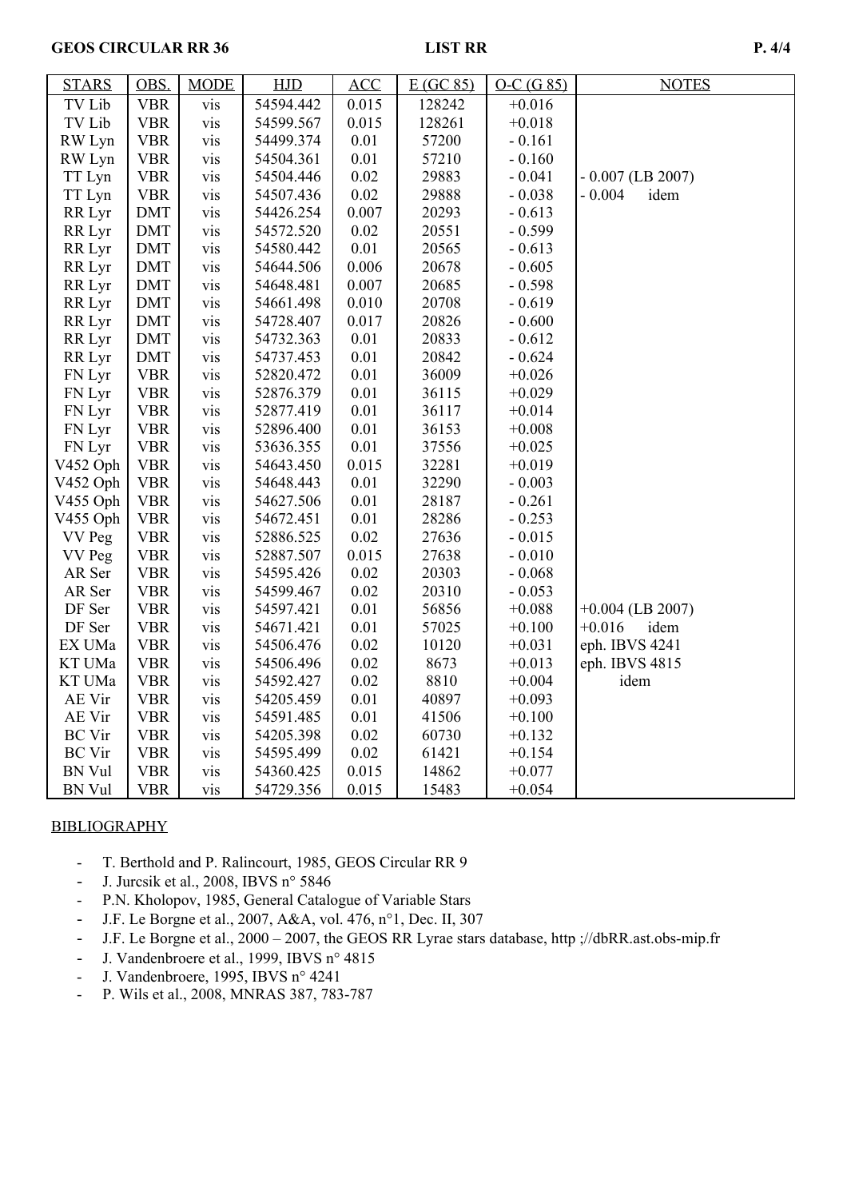| STARS | OBS. | MODE | HJD | ACC | E (GC 85) | O-C (G 85) | NOTES |
|---|---|---|---|---|---|---|---|
| TV Lib | VBR | vis | 54594.442 | 0.015 | 128242 | +0.016 | |
| TV Lib | VBR | vis | 54599.567 | 0.015 | 128261 | +0.018 | |
| RW Lyn | VBR | vis | 54499.374 | 0.01 | 57200 | - 0.161 | |
| RW Lyn | VBR | vis | 54504.361 | 0.01 | 57210 | - 0.160 | |
| TT Lyn | VBR | vis | 54504.446 | 0.02 | 29883 | - 0.041 | - 0.007 (LB 2007) |
| TT Lyn | VBR | vis | 54507.436 | 0.02 | 29888 | - 0.038 | - 0.004 idem |
| RR Lyr | DMT | vis | 54426.254 | 0.007 | 20293 | - 0.613 | |
| RR Lyr | DMT | vis | 54572.520 | 0.02 | 20551 | - 0.599 | |
| RR Lyr | DMT | vis | 54580.442 | 0.01 | 20565 | - 0.613 | |
| RR Lyr | DMT | vis | 54644.506 | 0.006 | 20678 | - 0.605 | |
| RR Lyr | DMT | vis | 54648.481 | 0.007 | 20685 | - 0.598 | |
| RR Lyr | DMT | vis | 54661.498 | 0.010 | 20708 | - 0.619 | |
| RR Lyr | DMT | vis | 54728.407 | 0.017 | 20826 | - 0.600 | |
| RR Lyr | DMT | vis | 54732.363 | 0.01 | 20833 | - 0.612 | |
| RR Lyr | DMT | vis | 54737.453 | 0.01 | 20842 | - 0.624 | |
| FN Lyr | VBR | vis | 52820.472 | 0.01 | 36009 | +0.026 | |
| FN Lyr | VBR | vis | 52876.379 | 0.01 | 36115 | +0.029 | |
| FN Lyr | VBR | vis | 52877.419 | 0.01 | 36117 | +0.014 | |
| FN Lyr | VBR | vis | 52896.400 | 0.01 | 36153 | +0.008 | |
| FN Lyr | VBR | vis | 53636.355 | 0.01 | 37556 | +0.025 | |
| V452 Oph | VBR | vis | 54643.450 | 0.015 | 32281 | +0.019 | |
| V452 Oph | VBR | vis | 54648.443 | 0.01 | 32290 | - 0.003 | |
| V455 Oph | VBR | vis | 54627.506 | 0.01 | 28187 | - 0.261 | |
| V455 Oph | VBR | vis | 54672.451 | 0.01 | 28286 | - 0.253 | |
| VV Peg | VBR | vis | 52886.525 | 0.02 | 27636 | - 0.015 | |
| VV Peg | VBR | vis | 52887.507 | 0.015 | 27638 | - 0.010 | |
| AR Ser | VBR | vis | 54595.426 | 0.02 | 20303 | - 0.068 | |
| AR Ser | VBR | vis | 54599.467 | 0.02 | 20310 | - 0.053 | |
| DF Ser | VBR | vis | 54597.421 | 0.01 | 56856 | +0.088 | +0.004 (LB 2007) |
| DF Ser | VBR | vis | 54671.421 | 0.01 | 57025 | +0.100 | +0.016 idem |
| EX UMa | VBR | vis | 54506.476 | 0.02 | 10120 | +0.031 | eph. IBVS 4241 |
| KT UMa | VBR | vis | 54506.496 | 0.02 | 8673 | +0.013 | eph. IBVS 4815 |
| KT UMa | VBR | vis | 54592.427 | 0.02 | 8810 | +0.004 | idem |
| AE Vir | VBR | vis | 54205.459 | 0.01 | 40897 | +0.093 | |
| AE Vir | VBR | vis | 54591.485 | 0.01 | 41506 | +0.100 | |
| BC Vir | VBR | vis | 54205.398 | 0.02 | 60730 | +0.132 | |
| BC Vir | VBR | vis | 54595.499 | 0.02 | 61421 | +0.154 | |
| BN Vul | VBR | vis | 54360.425 | 0.015 | 14862 | +0.077 | |
| BN Vul | VBR | vis | 54729.356 | 0.015 | 15483 | +0.054 | |

BIBLIOGRAPHY

- T. Berthold and P. Ralincourt, 1985, GEOS Circular RR 9
- J. Jurcsik et al., 2008, IBVS n° 5846
- P.N. Kholopov, 1985, General Catalogue of Variable Stars
- J.F. Le Borgne et al., 2007, A&A, vol. 476, n°1, Dec. II, 307
- J.F. Le Borgne et al., 2000 – 2007, the GEOS RR Lyrae stars database, http ;//dbRR.ast.obs-mip.fr
- J. Vandenbroere et al., 1999, IBVS n° 4815
- J. Vandenbroere, 1995, IBVS n° 4241
- P. Wils et al., 2008, MNRAS 387, 783-787